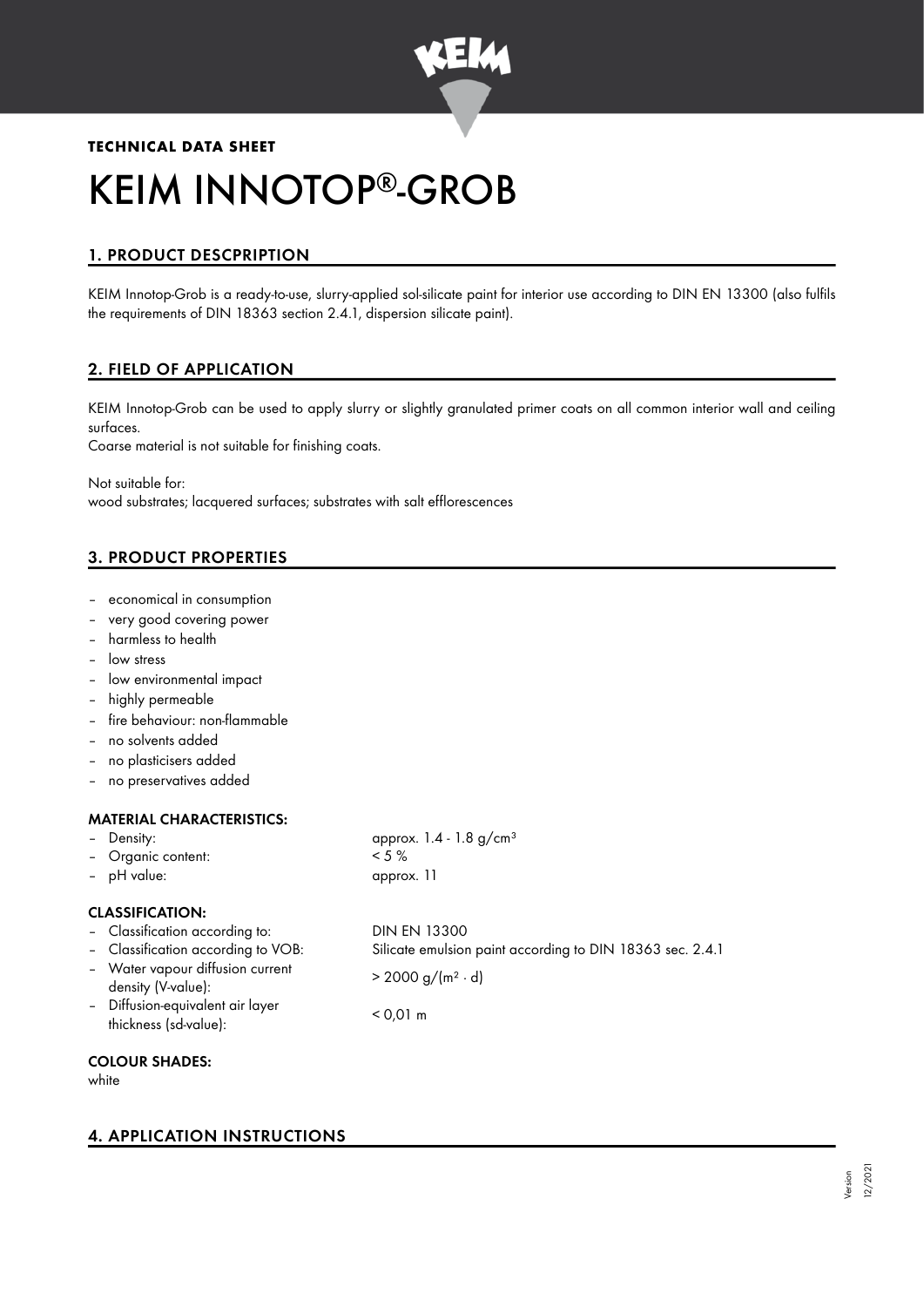**TECHNICAL DATA SHEET**

# KEIM INNOTOP®-GROB

## 1. PRODUCT DESCPRIPTION

KEIM Innotop-Grob is a ready-to-use, slurry-applied sol-silicate paint for interior use according to DIN EN 13300 (also fulfils the requirements of DIN 18363 section 2.4.1, dispersion silicate paint).

## 2. FIELD OF APPLICATION

KEIM Innotop-Grob can be used to apply slurry or slightly granulated primer coats on all common interior wall and ceiling surfaces.
Coarse material is not suitable for finishing coats.

Not suitable for:
wood substrates; lacquered surfaces; substrates with salt efflorescences

## 3. PRODUCT PROPERTIES

- economical in consumption
- very good covering power
- harmless to health
- low stress
- low environmental impact
- highly permeable
- fire behaviour: non-flammable
- no solvents added
- no plasticisers added
- no preservatives added

### MATERIAL CHARACTERISTICS:

| | |
|---|---|
| – Density: | approx. 1.4 - 1.8 g/cm³ |
| – Organic content: | < 5 % |
| – pH value: | approx. 11 |

### CLASSIFICATION:

| | |
|---|---|
| – Classification according to: | DIN EN 13300 |
| – Classification according to VOB: | Silicate emulsion paint according to DIN 18363 sec. 2.4.1 |
| – Water vapour diffusion current density (V-value): | > 2000 g/(m² · d) |
| – Diffusion-equivalent air layer thickness (sd-value): | < 0,01 m |

### COLOUR SHADES:

white

## 4. APPLICATION INSTRUCTIONS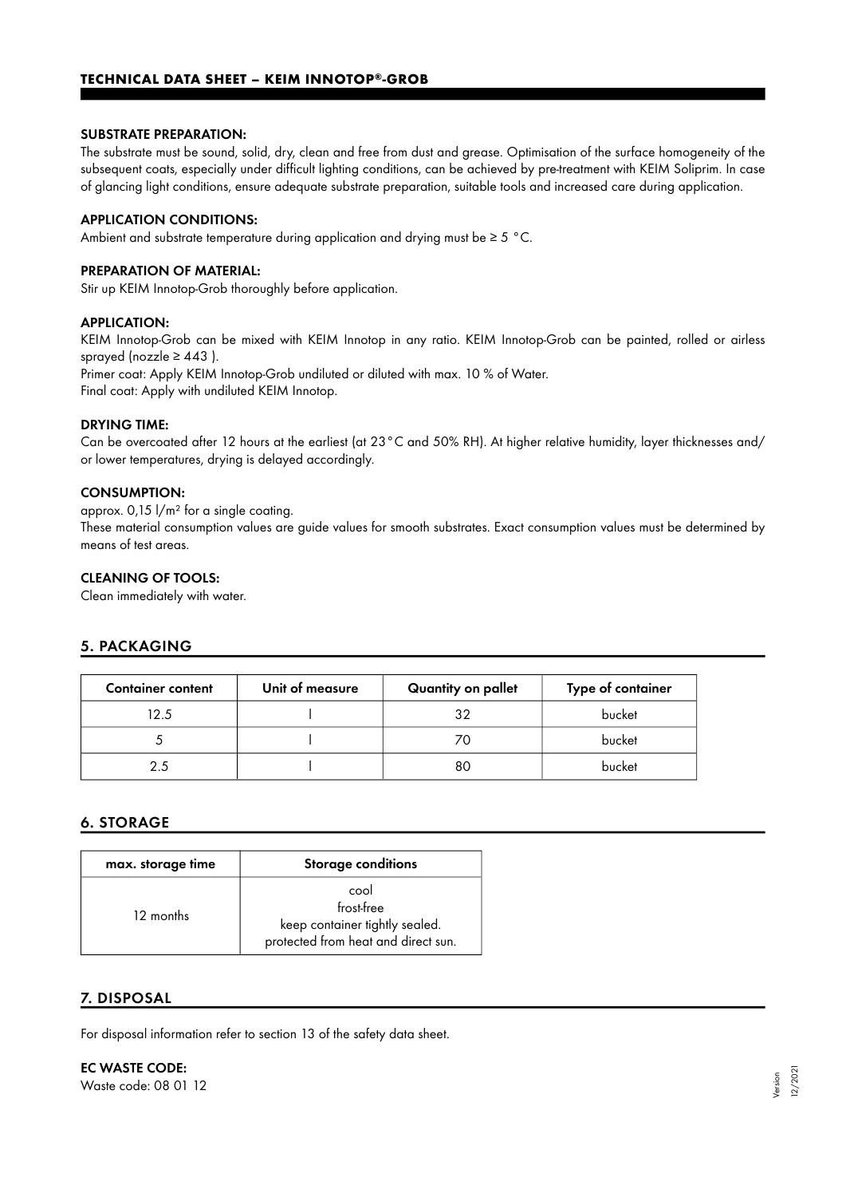#### SUBSTRATE PREPARATION:

The substrate must be sound, solid, dry, clean and free from dust and grease. Optimisation of the surface homogeneity of the subsequent coats, especially under difficult lighting conditions, can be achieved by pre-treatment with KEIM Soliprim. In case of glancing light conditions, ensure adequate substrate preparation, suitable tools and increased care during application.

#### APPLICATION CONDITIONS:

Ambient and substrate temperature during application and drying must be ≥ 5 °C.

#### PREPARATION OF MATERIAL:

Stir up KEIM Innotop-Grob thoroughly before application.

#### APPLICATION:

KEIM Innotop-Grob can be mixed with KEIM Innotop in any ratio. KEIM Innotop-Grob can be painted, rolled or airless sprayed (nozzle ≥ 443 ).
Primer coat: Apply KEIM Innotop-Grob undiluted or diluted with max. 10 % of Water.
Final coat: Apply with undiluted KEIM Innotop.

#### DRYING TIME:

Can be overcoated after 12 hours at the earliest (at 23°C and 50% RH). At higher relative humidity, layer thicknesses and/or lower temperatures, drying is delayed accordingly.

#### CONSUMPTION:

approx. 0,15 l/m² for a single coating.
These material consumption values are guide values for smooth substrates. Exact consumption values must be determined by means of test areas.

#### CLEANING OF TOOLS:

Clean immediately with water.

## 5. PACKAGING

| Container content | Unit of measure | Quantity on pallet | Type of container |
|---|---|---|---|
| 12.5 | l | 32 | bucket |
| 5 | l | 70 | bucket |
| 2.5 | l | 80 | bucket |

## 6. STORAGE

| max. storage time | Storage conditions |
|---|---|
| 12 months | cool<br>frost-free<br>keep container tightly sealed.<br>protected from heat and direct sun. |

## 7. DISPOSAL

For disposal information refer to section 13 of the safety data sheet.

#### EC WASTE CODE:

Waste code: 08 01 12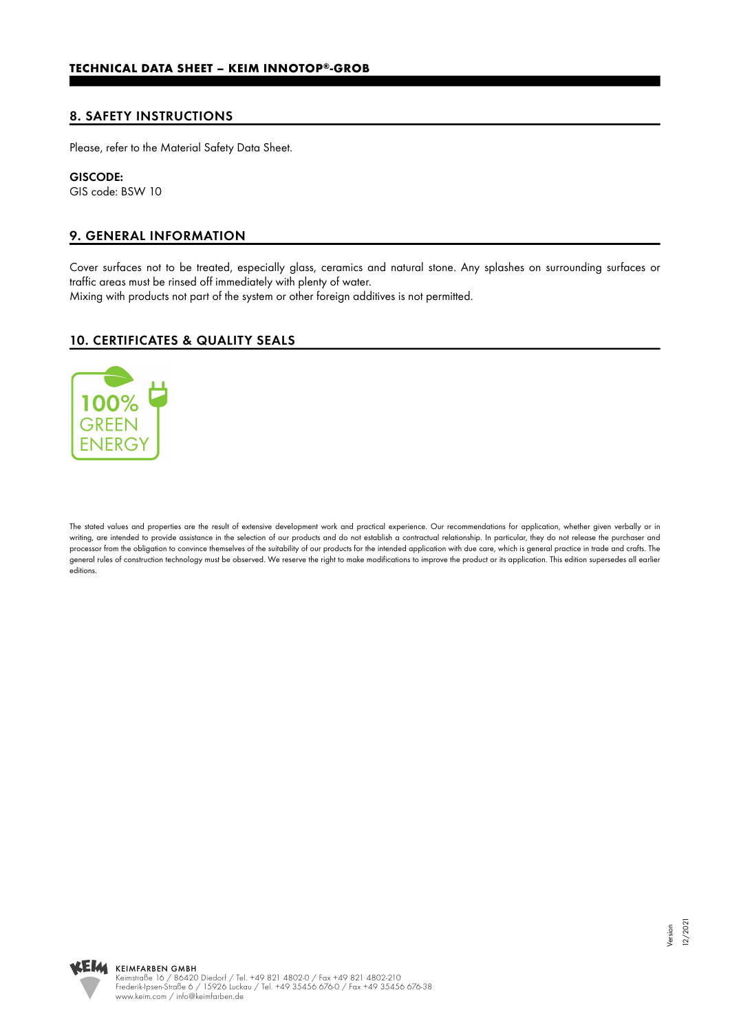## 8. SAFETY INSTRUCTIONS

Please, refer to the Material Safety Data Sheet.

**GISCODE:**
GIS code: BSW 10

## 9. GENERAL INFORMATION

Cover surfaces not to be treated, especially glass, ceramics and natural stone. Any splashes on surrounding surfaces or traffic areas must be rinsed off immediately with plenty of water.
Mixing with products not part of the system or other foreign additives is not permitted.

## 10. CERTIFICATES & QUALITY SEALS

100% GREEN ENERGY

The stated values and properties are the result of extensive development work and practical experience. Our recommendations for application, whether given verbally or in writing, are intended to provide assistance in the selection of our products and do not establish a contractual relationship. In particular, they do not release the purchaser and processor from the obligation to convince themselves of the suitability of our products for the intended application with due care, which is general practice in trade and crafts. The general rules of construction technology must be observed. We reserve the right to make modifications to improve the product or its application. This edition supersedes all earlier editions.

KEIMFARBEN GMBH
Keimstraße 16 / 86420 Diedorf / Tel. +49 821 4802-0 / Fax +49 821 4802-210
Frederik-Ipsen-Straße 6 / 15926 Luckau / Tel. +49 35456 676-0 / Fax +49 35456 676-38
www.keim.com / info@keimfarben.de

Version 12/2021